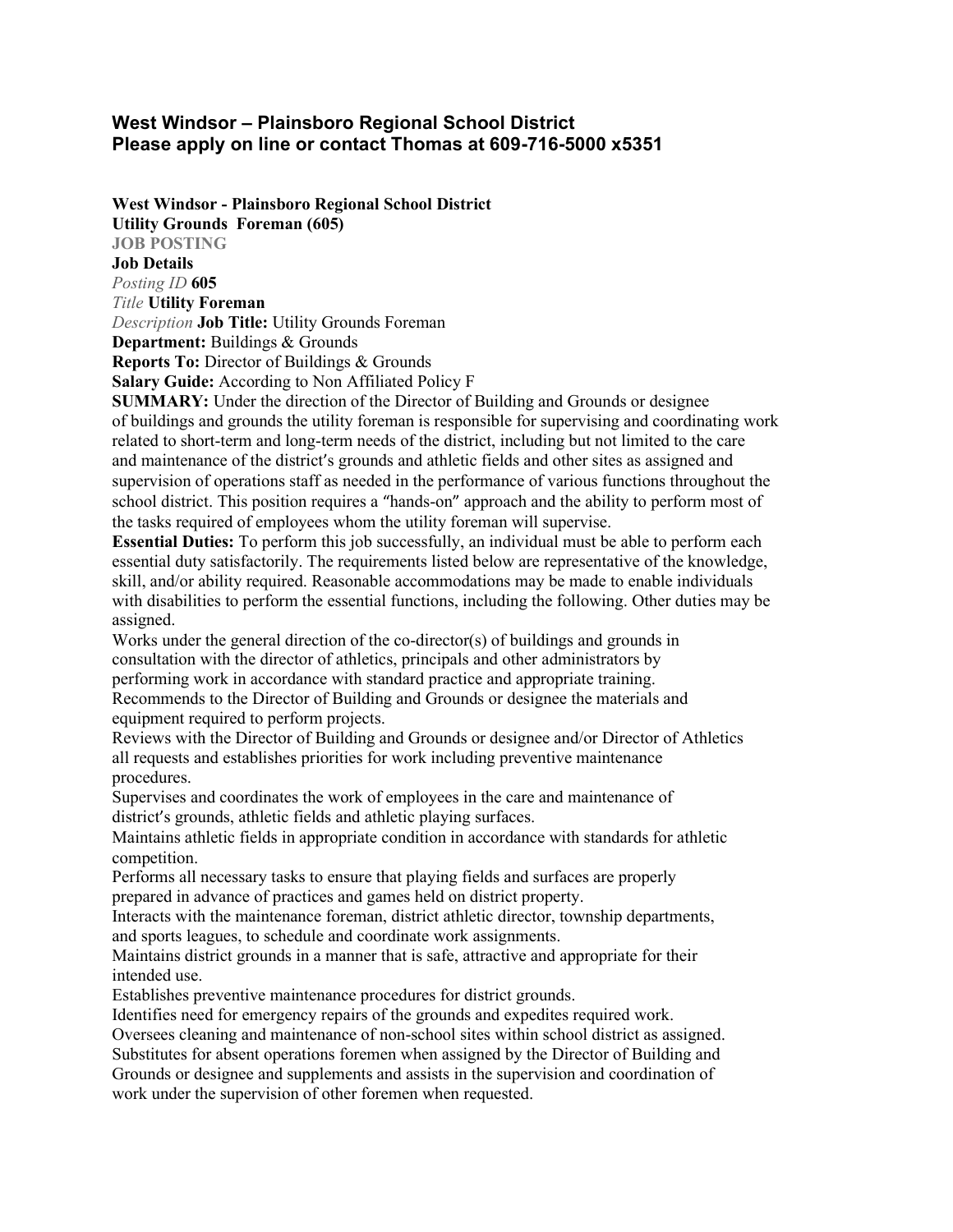## West Windsor – Plainsboro Regional School District
## Please apply on line or contact Thomas at 609-716-5000 x5351

**West Windsor - Plainsboro Regional School District**
**Utility Grounds Foreman (605)**
**JOB POSTING**
**Job Details**
*Posting ID* **605**
*Title* **Utility Foreman**
*Description* **Job Title:** Utility Grounds Foreman
**Department:** Buildings & Grounds
**Reports To:** Director of Buildings & Grounds
**Salary Guide:** According to Non Affiliated Policy F

**SUMMARY:** Under the direction of the Director of Building and Grounds or designee of buildings and grounds the utility foreman is responsible for supervising and coordinating work related to short-term and long-term needs of the district, including but not limited to the care and maintenance of the district's grounds and athletic fields and other sites as assigned and supervision of operations staff as needed in the performance of various functions throughout the school district. This position requires a "hands-on" approach and the ability to perform most of the tasks required of employees whom the utility foreman will supervise.

**Essential Duties:** To perform this job successfully, an individual must be able to perform each essential duty satisfactorily. The requirements listed below are representative of the knowledge, skill, and/or ability required. Reasonable accommodations may be made to enable individuals with disabilities to perform the essential functions, including the following. Other duties may be assigned.

Works under the general direction of the co-director(s) of buildings and grounds in consultation with the director of athletics, principals and other administrators by performing work in accordance with standard practice and appropriate training.

Recommends to the Director of Building and Grounds or designee the materials and equipment required to perform projects.

Reviews with the Director of Building and Grounds or designee and/or Director of Athletics all requests and establishes priorities for work including preventive maintenance procedures.

Supervises and coordinates the work of employees in the care and maintenance of district's grounds, athletic fields and athletic playing surfaces.

Maintains athletic fields in appropriate condition in accordance with standards for athletic competition.

Performs all necessary tasks to ensure that playing fields and surfaces are properly prepared in advance of practices and games held on district property.

Interacts with the maintenance foreman, district athletic director, township departments, and sports leagues, to schedule and coordinate work assignments.

Maintains district grounds in a manner that is safe, attractive and appropriate for their intended use.

Establishes preventive maintenance procedures for district grounds.

Identifies need for emergency repairs of the grounds and expedites required work.

Oversees cleaning and maintenance of non-school sites within school district as assigned.

Substitutes for absent operations foremen when assigned by the Director of Building and Grounds or designee and supplements and assists in the supervision and coordination of work under the supervision of other foremen when requested.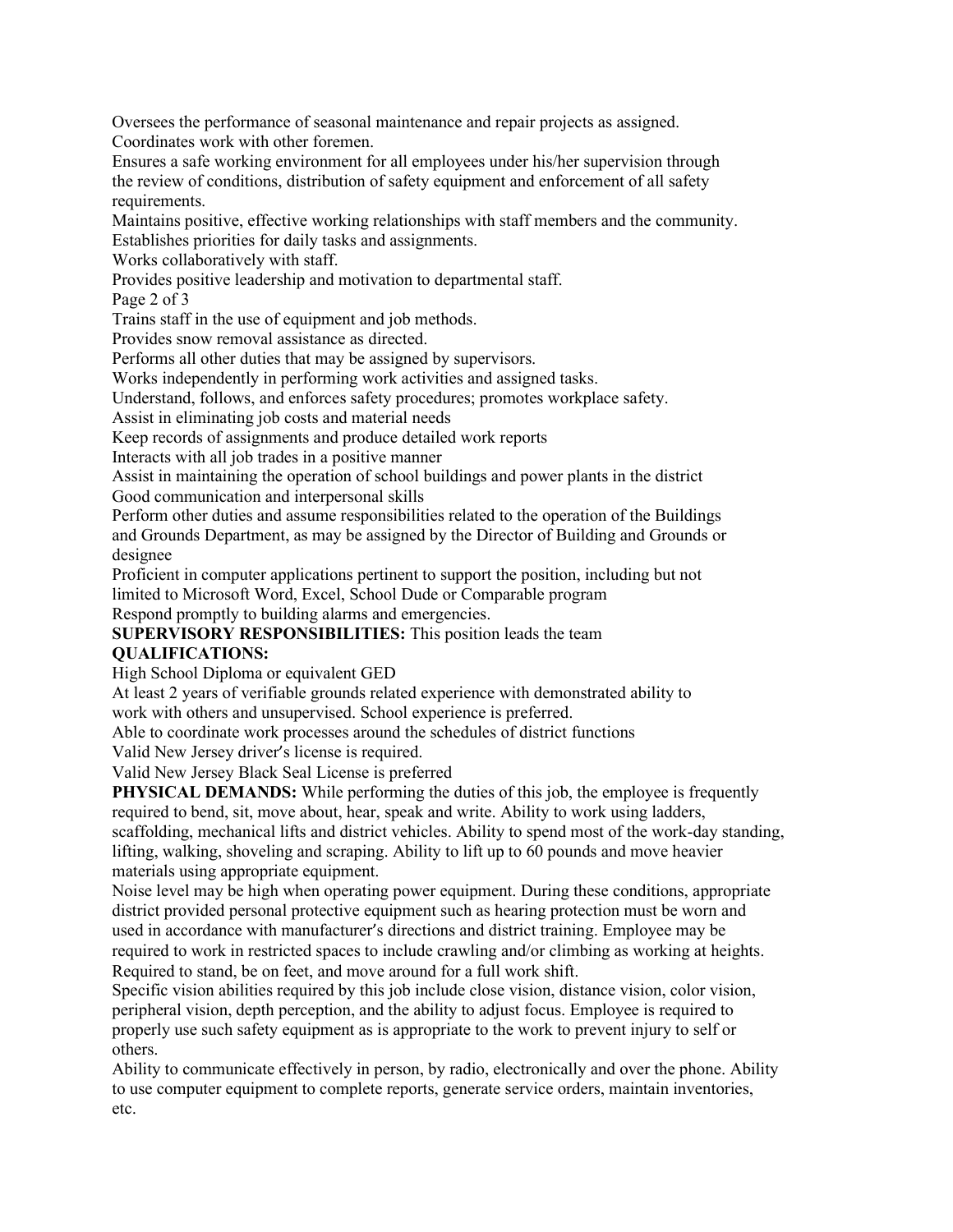Oversees the performance of seasonal maintenance and repair projects as assigned.
Coordinates work with other foremen.
Ensures a safe working environment for all employees under his/her supervision through the review of conditions, distribution of safety equipment and enforcement of all safety requirements.
Maintains positive, effective working relationships with staff members and the community.
Establishes priorities for daily tasks and assignments.
Works collaboratively with staff.
Provides positive leadership and motivation to departmental staff.
Trains staff in the use of equipment and job methods.
Provides snow removal assistance as directed.
Performs all other duties that may be assigned by supervisors.
Works independently in performing work activities and assigned tasks.
Understand, follows, and enforces safety procedures; promotes workplace safety.
Assist in eliminating job costs and material needs
Keep records of assignments and produce detailed work reports
Interacts with all job trades in a positive manner
Assist in maintaining the operation of school buildings and power plants in the district
Good communication and interpersonal skills
Perform other duties and assume responsibilities related to the operation of the Buildings and Grounds Department, as may be assigned by the Director of Building and Grounds or designee
Proficient in computer applications pertinent to support the position, including but not limited to Microsoft Word, Excel, School Dude or Comparable program
Respond promptly to building alarms and emergencies.

**SUPERVISORY RESPONSIBILITIES:** This position leads the team

**QUALIFICATIONS:**

High School Diploma or equivalent GED
At least 2 years of verifiable grounds related experience with demonstrated ability to work with others and unsupervised. School experience is preferred.
Able to coordinate work processes around the schedules of district functions
Valid New Jersey driver's license is required.
Valid New Jersey Black Seal License is preferred

**PHYSICAL DEMANDS:** While performing the duties of this job, the employee is frequently required to bend, sit, move about, hear, speak and write. Ability to work using ladders, scaffolding, mechanical lifts and district vehicles. Ability to spend most of the work-day standing, lifting, walking, shoveling and scraping. Ability to lift up to 60 pounds and move heavier materials using appropriate equipment.

Noise level may be high when operating power equipment. During these conditions, appropriate district provided personal protective equipment such as hearing protection must be worn and used in accordance with manufacturer's directions and district training. Employee may be required to work in restricted spaces to include crawling and/or climbing as working at heights. Required to stand, be on feet, and move around for a full work shift.

Specific vision abilities required by this job include close vision, distance vision, color vision, peripheral vision, depth perception, and the ability to adjust focus. Employee is required to properly use such safety equipment as is appropriate to the work to prevent injury to self or others.

Ability to communicate effectively in person, by radio, electronically and over the phone. Ability to use computer equipment to complete reports, generate service orders, maintain inventories, etc.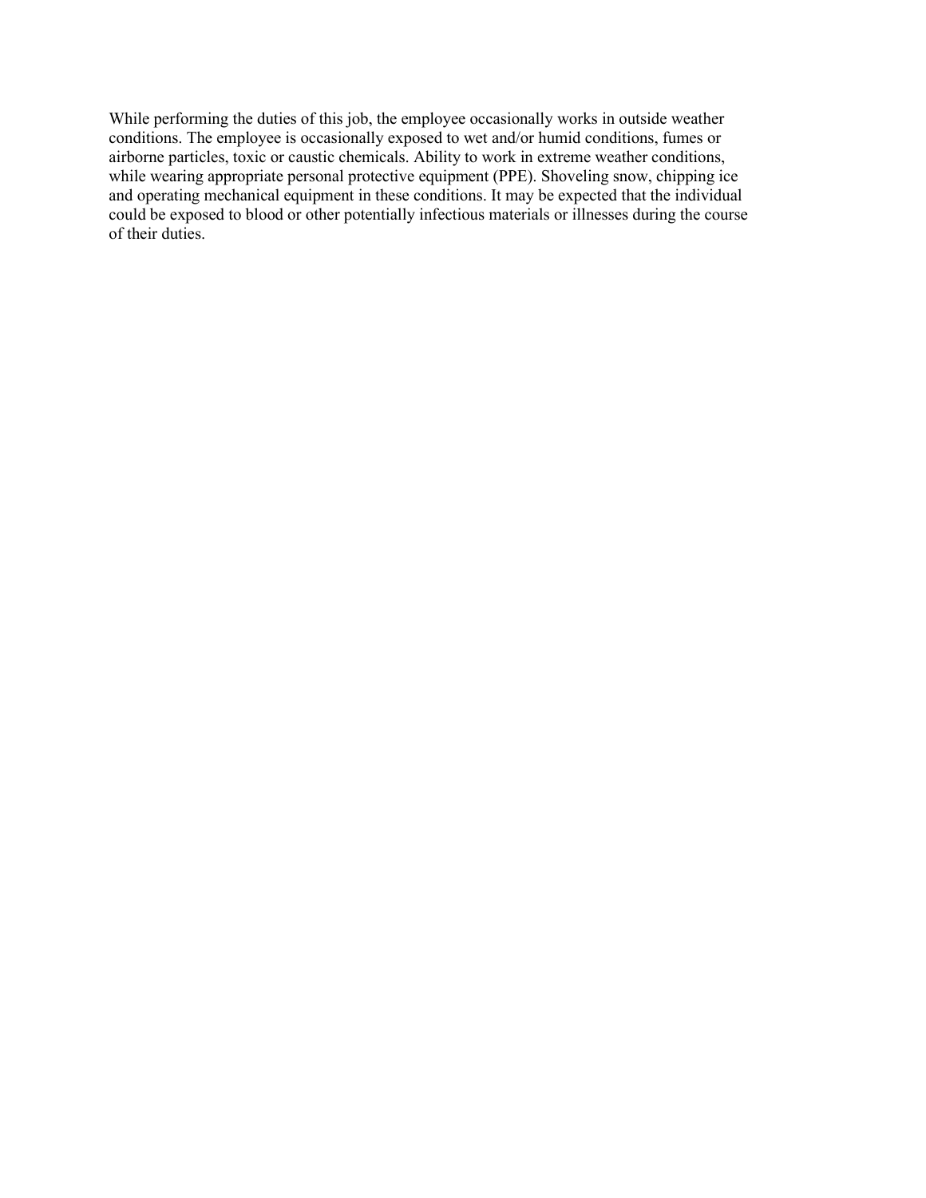While performing the duties of this job, the employee occasionally works in outside weather conditions. The employee is occasionally exposed to wet and/or humid conditions, fumes or airborne particles, toxic or caustic chemicals. Ability to work in extreme weather conditions, while wearing appropriate personal protective equipment (PPE). Shoveling snow, chipping ice and operating mechanical equipment in these conditions. It may be expected that the individual could be exposed to blood or other potentially infectious materials or illnesses during the course of their duties.